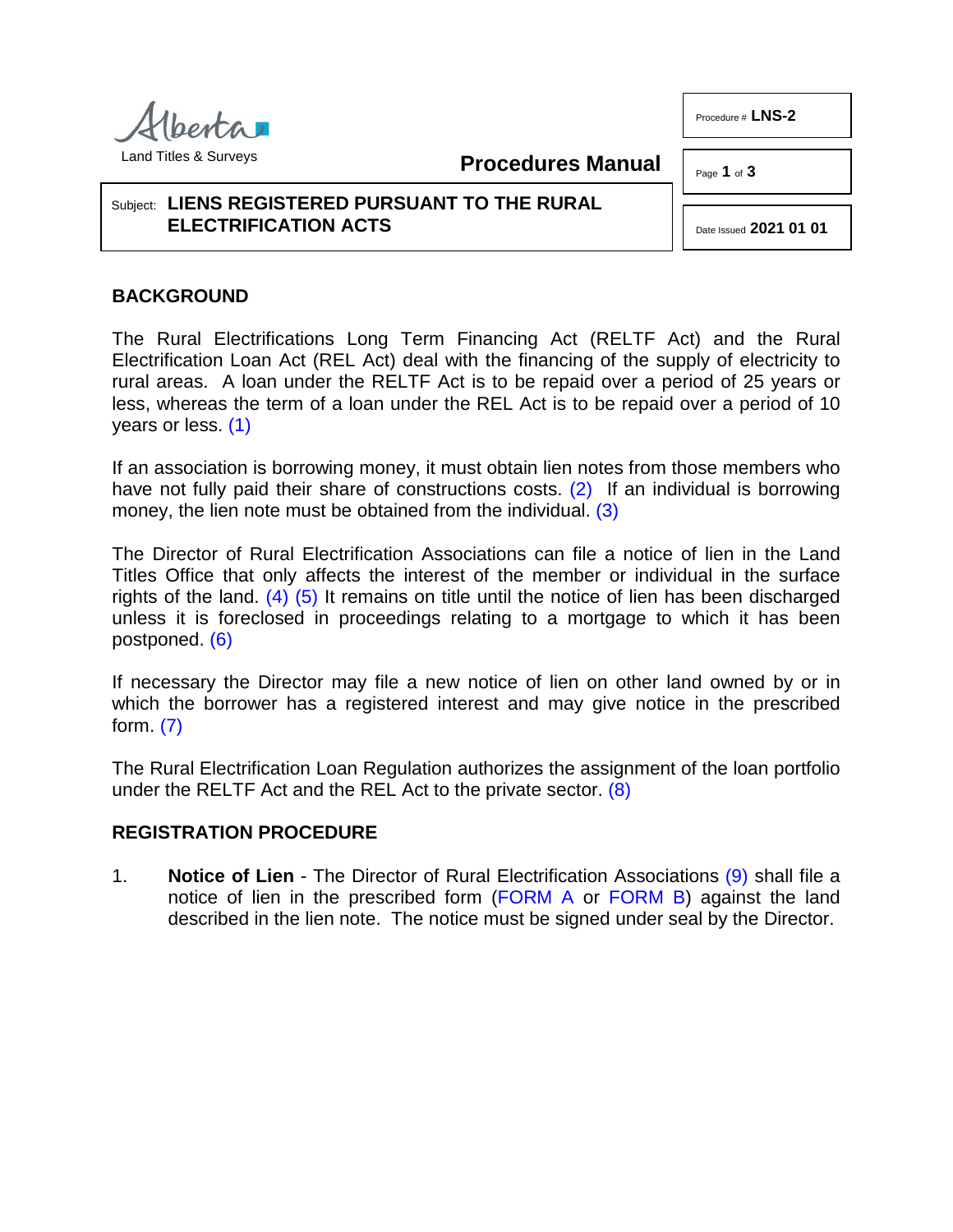Procedure # **LNS-2**

Date Issued **2021 01 01**

Land Titles & Surveys

**Procedures Manual**

Subject: **LIENS REGISTERED PURSUANT TO THE RURAL ELECTRIFICATION ACTS**

## BACKGROUND

The Rural Electrifications Long Term Financing Act (RELTF Act) and the Rural Electrification Loan Act (REL Act) deal with the financing of the supply of electricity to rural areas. A loan under the RELTF Act is to be repaid over a period of 25 years or less, whereas the term of a loan under the REL Act is to be repaid over a period of 10 years or less. (1)

If an association is borrowing money, it must obtain lien notes from those members who have not fully paid their share of constructions costs. (2) If an individual is borrowing money, the lien note must be obtained from the individual. (3)

The Director of Rural Electrification Associations can file a notice of lien in the Land Titles Office that only affects the interest of the member or individual in the surface rights of the land. (4) (5) It remains on title until the notice of lien has been discharged unless it is foreclosed in proceedings relating to a mortgage to which it has been postponed. (6)

If necessary the Director may file a new notice of lien on other land owned by or in which the borrower has a registered interest and may give notice in the prescribed form. (7)

The Rural Electrification Loan Regulation authorizes the assignment of the loan portfolio under the RELTF Act and the REL Act to the private sector. (8)

## REGISTRATION PROCEDURE

1. **Notice of Lien** - The Director of Rural Electrification Associations (9) shall file a notice of lien in the prescribed form (FORM A or FORM B) against the land described in the lien note. The notice must be signed under seal by the Director.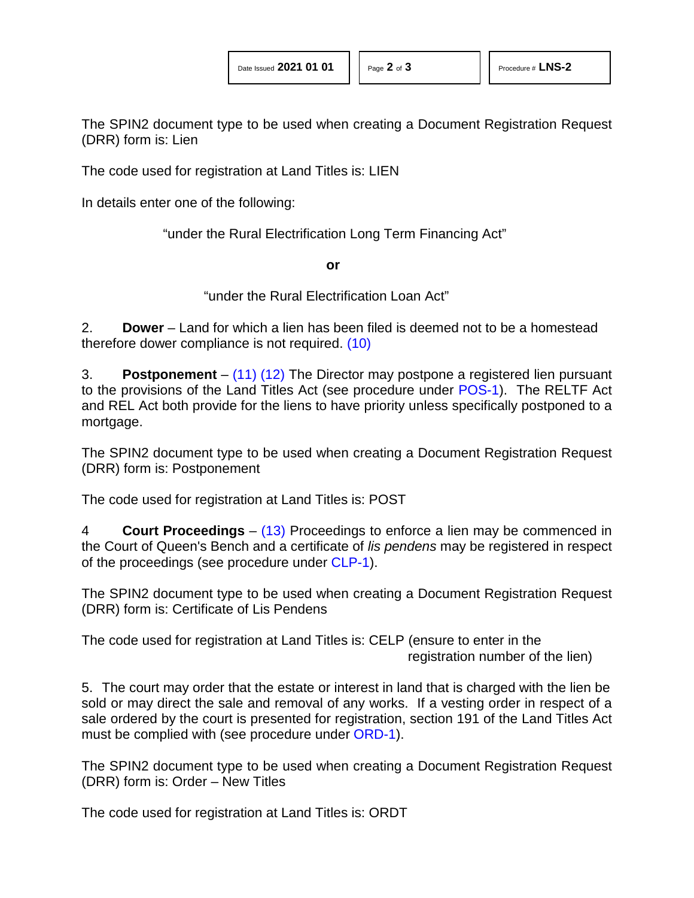The SPIN2 document type to be used when creating a Document Registration Request (DRR) form is: Lien

The code used for registration at Land Titles is: LIEN

In details enter one of the following:

"under the Rural Electrification Long Term Financing Act"

**or**

"under the Rural Electrification Loan Act"

2. **Dower** – Land for which a lien has been filed is deemed not to be a homestead therefore dower compliance is not required. (10)

3. **Postponement** – (11) (12) The Director may postpone a registered lien pursuant to the provisions of the Land Titles Act (see procedure under POS-1). The RELTF Act and REL Act both provide for the liens to have priority unless specifically postponed to a mortgage.

The SPIN2 document type to be used when creating a Document Registration Request (DRR) form is: Postponement

The code used for registration at Land Titles is: POST

4 **Court Proceedings** – (13) Proceedings to enforce a lien may be commenced in the Court of Queen's Bench and a certificate of *lis pendens* may be registered in respect of the proceedings (see procedure under CLP-1).

The SPIN2 document type to be used when creating a Document Registration Request (DRR) form is: Certificate of Lis Pendens

The code used for registration at Land Titles is: CELP (ensure to enter in the registration number of the lien)

5. The court may order that the estate or interest in land that is charged with the lien be sold or may direct the sale and removal of any works. If a vesting order in respect of a sale ordered by the court is presented for registration, section 191 of the Land Titles Act must be complied with (see procedure under ORD-1).

The SPIN2 document type to be used when creating a Document Registration Request (DRR) form is: Order – New Titles

The code used for registration at Land Titles is: ORDT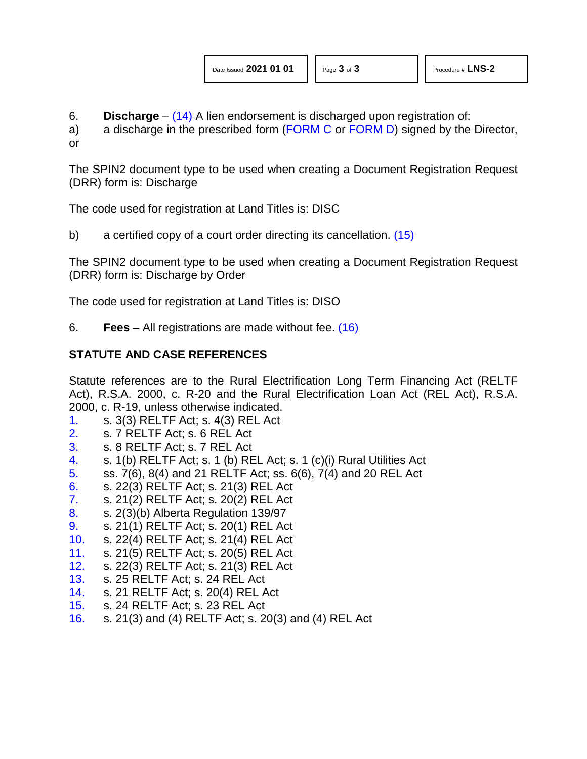6. **Discharge** – (14) A lien endorsement is discharged upon registration of:

a) a discharge in the prescribed form (FORM C or FORM D) signed by the Director, or

The SPIN2 document type to be used when creating a Document Registration Request (DRR) form is: Discharge

The code used for registration at Land Titles is: DISC

b) a certified copy of a court order directing its cancellation. (15)

The SPIN2 document type to be used when creating a Document Registration Request (DRR) form is: Discharge by Order

The code used for registration at Land Titles is: DISO

6. **Fees** – All registrations are made without fee. (16)

## STATUTE AND CASE REFERENCES

Statute references are to the Rural Electrification Long Term Financing Act (RELTF Act), R.S.A. 2000, c. R-20 and the Rural Electrification Loan Act (REL Act), R.S.A. 2000, c. R-19, unless otherwise indicated.

1. s. 3(3) RELTF Act; s. 4(3) REL Act
2. s. 7 RELTF Act; s. 6 REL Act
3. s. 8 RELTF Act; s. 7 REL Act
4. s. 1(b) RELTF Act; s. 1 (b) REL Act; s. 1 (c)(i) Rural Utilities Act
5. ss. 7(6), 8(4) and 21 RELTF Act; ss. 6(6), 7(4) and 20 REL Act
6. s. 22(3) RELTF Act; s. 21(3) REL Act
7. s. 21(2) RELTF Act; s. 20(2) REL Act
8. s. 2(3)(b) Alberta Regulation 139/97
9. s. 21(1) RELTF Act; s. 20(1) REL Act
10. s. 22(4) RELTF Act; s. 21(4) REL Act
11. s. 21(5) RELTF Act; s. 20(5) REL Act
12. s. 22(3) RELTF Act; s. 21(3) REL Act
13. s. 25 RELTF Act; s. 24 REL Act
14. s. 21 RELTF Act; s. 20(4) REL Act
15. s. 24 RELTF Act; s. 23 REL Act
16. s. 21(3) and (4) RELTF Act; s. 20(3) and (4) REL Act